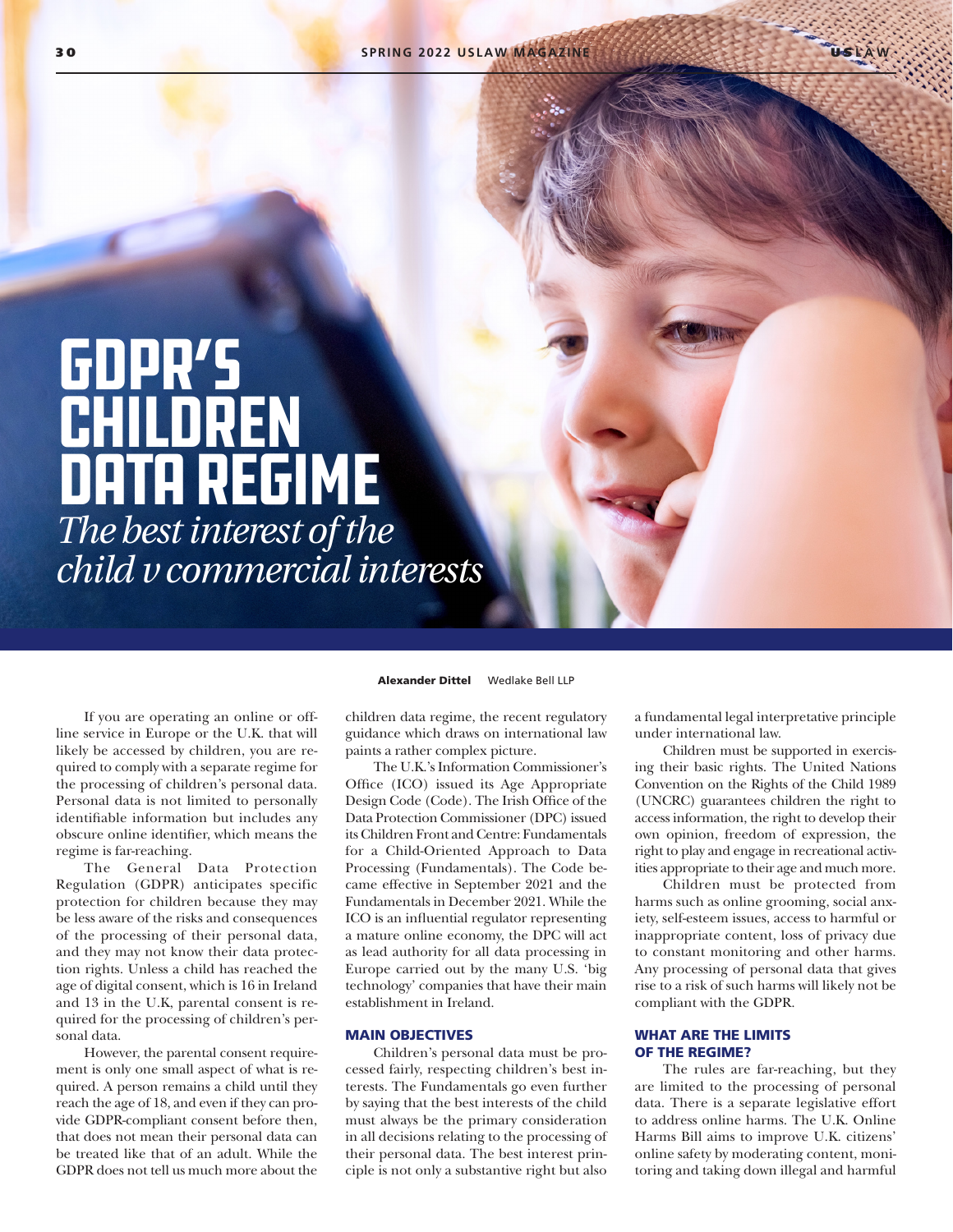# GDPR'S CHILDREN DATA REGIME

*The best interest of the child v commercial interests*

**Alexander Dittel** Wedlake Bell LLP

If you are operating an online or offline service in Europe or the U.K. that will likely be accessed by children, you are required to comply with a separate regime for the processing of children's personal data. Personal data is not limited to personally identifiable information but includes any obscure online identifier, which means the regime is far-reaching.

The General Data Protection Regulation (GDPR) anticipates specific protection for children because they may be less aware of the risks and consequences of the processing of their personal data, and they may not know their data protection rights. Unless a child has reached the age of digital consent, which is 16 in Ireland and 13 in the U.K, parental consent is required for the processing of children's personal data.

However, the parental consent requirement is only one small aspect of what is required. A person remains a child until they reach the age of 18, and even if they can provide GDPR-compliant consent before then, that does not mean their personal data can be treated like that of an adult. While the GDPR does not tell us much more about the children data regime, the recent regulatory guidance which draws on international law paints a rather complex picture.

The U.K.'s Information Commissioner's Office (ICO) issued its Age Appropriate Design Code (Code). The Irish Office of the Data Protection Commissioner (DPC) issued its Children Front and Centre: Fundamentals for a Child-Oriented Approach to Data Processing (Fundamentals). The Code became effective in September 2021 and the Fundamentals in December 2021. While the ICO is an influential regulator representing a mature online economy, the DPC will act as lead authority for all data processing in Europe carried out by the many U.S. 'big technology' companies that have their main establishment in Ireland.

## MAIN OBJECTIVES

Children's personal data must be processed fairly, respecting children's best interests. The Fundamentals go even further by saying that the best interests of the child must always be the primary consideration in all decisions relating to the processing of their personal data. The best interest principle is not only a substantive right but also a fundamental legal interpretative principle under international law.

Children must be supported in exercising their basic rights. The United Nations Convention on the Rights of the Child 1989 (UNCRC) guarantees children the right to access information, the right to develop their own opinion, freedom of expression, the right to play and engage in recreational activities appropriate to their age and much more.

Children must be protected from harms such as online grooming, social anxiety, self-esteem issues, access to harmful or inappropriate content, loss of privacy due to constant monitoring and other harms. Any processing of personal data that gives rise to a risk of such harms will likely not be compliant with the GDPR.

## WHAT ARE THE LIMITS OF THE REGIME?

The rules are far-reaching, but they are limited to the processing of personal data. There is a separate legislative effort to address online harms. The U.K. Online Harms Bill aims to improve U.K. citizens' online safety by moderating content, monitoring and taking down illegal and harmful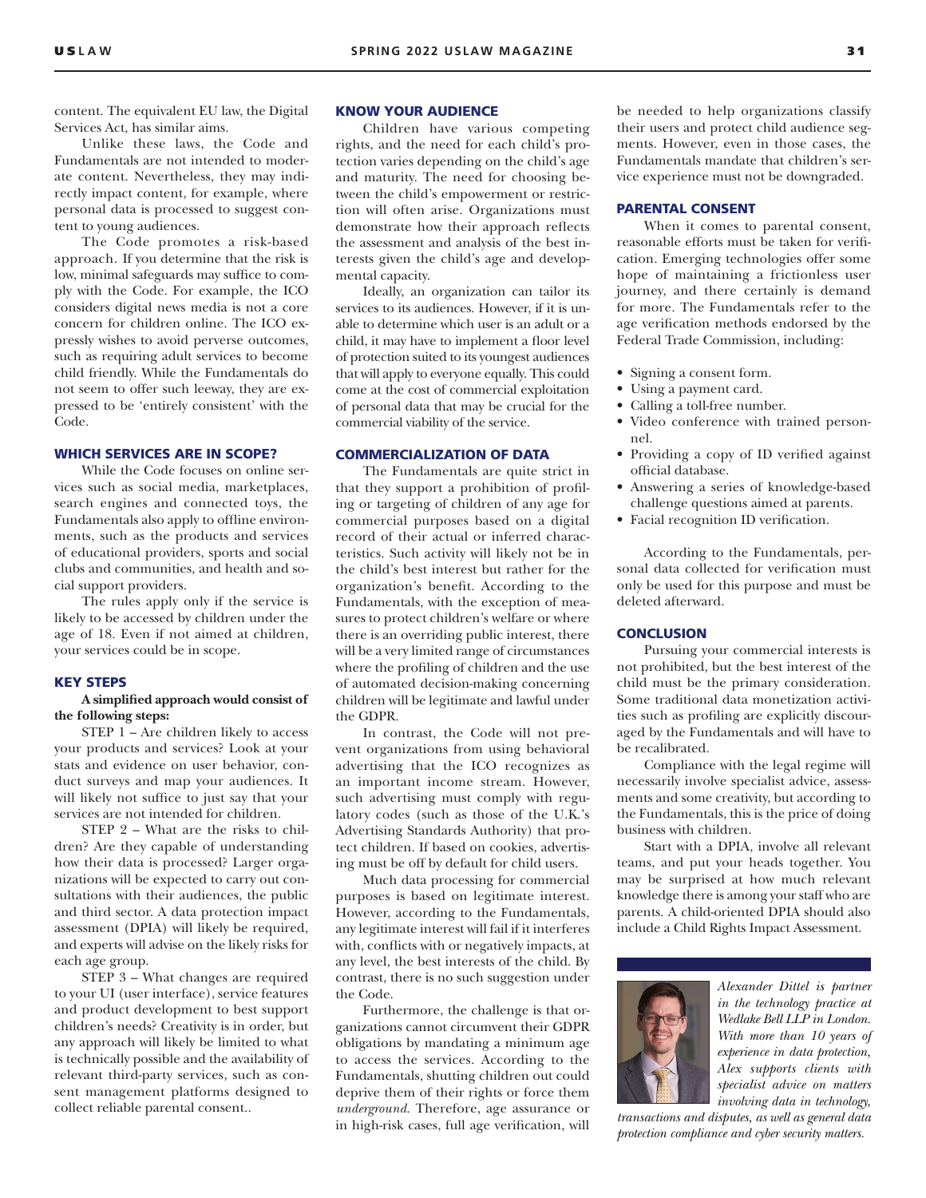content. The equivalent EU law, the Digital Services Act, has similar aims.

Unlike these laws, the Code and Fundamentals are not intended to moderate content. Nevertheless, they may indirectly impact content, for example, where personal data is processed to suggest content to young audiences.

The Code promotes a risk-based approach. If you determine that the risk is low, minimal safeguards may suffice to comply with the Code. For example, the ICO considers digital news media is not a core concern for children online. The ICO expressly wishes to avoid perverse outcomes, such as requiring adult services to become child friendly. While the Fundamentals do not seem to offer such leeway, they are expressed to be 'entirely consistent' with the Code.

## WHICH SERVICES ARE IN SCOPE?

While the Code focuses on online services such as social media, marketplaces, search engines and connected toys, the Fundamentals also apply to offline environments, such as the products and services of educational providers, sports and social clubs and communities, and health and social support providers.

The rules apply only if the service is likely to be accessed by children under the age of 18. Even if not aimed at children, your services could be in scope.

## KEY STEPS

**A simplified approach would consist of the following steps:**

STEP 1 – Are children likely to access your products and services? Look at your stats and evidence on user behavior, conduct surveys and map your audiences. It will likely not suffice to just say that your services are not intended for children.

STEP 2 – What are the risks to children? Are they capable of understanding how their data is processed? Larger organizations will be expected to carry out consultations with their audiences, the public and third sector. A data protection impact assessment (DPIA) will likely be required, and experts will advise on the likely risks for each age group.

STEP 3 – What changes are required to your UI (user interface), service features and product development to best support children's needs? Creativity is in order, but any approach will likely be limited to what is technically possible and the availability of relevant third-party services, such as consent management platforms designed to collect reliable parental consent..

## KNOW YOUR AUDIENCE

Children have various competing rights, and the need for each child's protection varies depending on the child's age and maturity. The need for choosing between the child's empowerment or restriction will often arise. Organizations must demonstrate how their approach reflects the assessment and analysis of the best interests given the child's age and developmental capacity.

Ideally, an organization can tailor its services to its audiences. However, if it is unable to determine which user is an adult or a child, it may have to implement a floor level of protection suited to its youngest audiences that will apply to everyone equally. This could come at the cost of commercial exploitation of personal data that may be crucial for the commercial viability of the service.

## COMMERCIALIZATION OF DATA

The Fundamentals are quite strict in that they support a prohibition of profiling or targeting of children of any age for commercial purposes based on a digital record of their actual or inferred characteristics. Such activity will likely not be in the child's best interest but rather for the organization's benefit. According to the Fundamentals, with the exception of measures to protect children's welfare or where there is an overriding public interest, there will be a very limited range of circumstances where the profiling of children and the use of automated decision-making concerning children will be legitimate and lawful under the GDPR.

In contrast, the Code will not prevent organizations from using behavioral advertising that the ICO recognizes as an important income stream. However, such advertising must comply with regulatory codes (such as those of the U.K.'s Advertising Standards Authority) that protect children. If based on cookies, advertising must be off by default for child users.

Much data processing for commercial purposes is based on legitimate interest. However, according to the Fundamentals, any legitimate interest will fail if it interferes with, conflicts with or negatively impacts, at any level, the best interests of the child. By contrast, there is no such suggestion under the Code.

Furthermore, the challenge is that organizations cannot circumvent their GDPR obligations by mandating a minimum age to access the services. According to the Fundamentals, shutting children out could deprive them of their rights or force them *underground*. Therefore, age assurance or in high-risk cases, full age verification, will be needed to help organizations classify their users and protect child audience segments. However, even in those cases, the Fundamentals mandate that children's service experience must not be downgraded.

## PARENTAL CONSENT

When it comes to parental consent, reasonable efforts must be taken for verification. Emerging technologies offer some hope of maintaining a frictionless user journey, and there certainly is demand for more. The Fundamentals refer to the age verification methods endorsed by the Federal Trade Commission, including:

- Signing a consent form.
- Using a payment card.
- Calling a toll-free number.
- Video conference with trained personnel.
- Providing a copy of ID verified against official database.
- Answering a series of knowledge-based challenge questions aimed at parents.
- Facial recognition ID verification.

According to the Fundamentals, personal data collected for verification must only be used for this purpose and must be deleted afterward.

## CONCLUSION

Pursuing your commercial interests is not prohibited, but the best interest of the child must be the primary consideration. Some traditional data monetization activities such as profiling are explicitly discouraged by the Fundamentals and will have to be recalibrated.

Compliance with the legal regime will necessarily involve specialist advice, assessments and some creativity, but according to the Fundamentals, this is the price of doing business with children.

Start with a DPIA, involve all relevant teams, and put your heads together. You may be surprised at how much relevant knowledge there is among your staff who are parents. A child-oriented DPIA should also include a Child Rights Impact Assessment.

*Alexander Dittel is partner in the technology practice at Wedlake Bell LLP in London. With more than 10 years of experience in data protection, Alex supports clients with specialist advice on matters involving data in technology, transactions and disputes, as well as general data protection compliance and cyber security matters.*